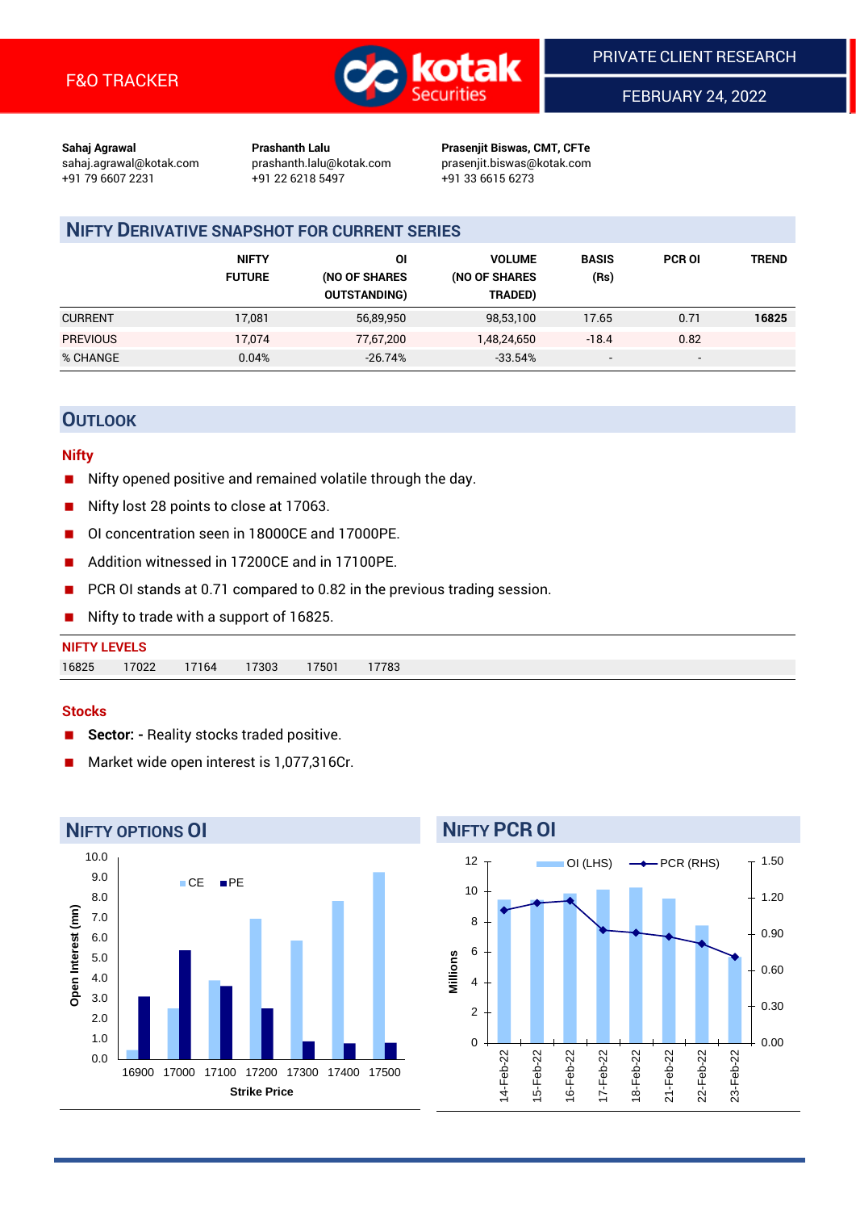F&O TRACKER

PRIVATE CLIENT RESEARCH

FEBRUARY 24, 2022

**Sahaj Agrawal**
sahaj.agrawal@kotak.com
+91 79 6607 2231

**Prashanth Lalu**
prashanth.lalu@kotak.com
+91 22 6218 5497

**Prasenjit Biswas, CMT, CFTe**
prasenjit.biswas@kotak.com
+91 33 6615 6273

## NIFTY DERIVATIVE SNAPSHOT FOR CURRENT SERIES

| | NIFTY FUTURE | OI (NO OF SHARES OUTSTANDING) | VOLUME (NO OF SHARES TRADED) | BASIS (Rs) | PCR OI | TREND |
|---|---|---|---|---|---|---|
| CURRENT | 17,081 | 56,89,950 | 98,53,100 | 17.65 | 0.71 | **16825** |
| PREVIOUS | 17,074 | 77,67,200 | 1,48,24,650 | -18.4 | 0.82 | |
| % CHANGE | 0.04% | -26.74% | -33.54% | - | - | |

## OUTLOOK

### Nifty

- Nifty opened positive and remained volatile through the day.
- Nifty lost 28 points to close at 17063.
- OI concentration seen in 18000CE and 17000PE.
- Addition witnessed in 17200CE and in 17100PE.
- PCR OI stands at 0.71 compared to 0.82 in the previous trading session.
- Nifty to trade with a support of 16825.

**NIFTY LEVELS**

| 16825 | 17022 | 17164 | 17303 | 17501 | 17783 |
|---|---|---|---|---|---|

### Stocks

- **Sector: -** Reality stocks traded positive.
- Market wide open interest is 1,077,316Cr.

## NIFTY OPTIONS OI

| Strike Price | CE (mn) | PE (mn) |
|---|---|---|
| 16900 | 0.4 | 3.1 |
| 17000 | 2.5 | 5.4 |
| 17100 | 3.9 | 3.6 |
| 17200 | 7.0 | 2.5 |
| 17300 | 5.9 | 0.9 |
| 17400 | 7.8 | 0.8 |
| 17500 | 9.3 | 0.8 |

## NIFTY PCR OI

| Date | OI (LHS, Millions) | PCR (RHS) |
|---|---|---|
| 14-Feb-22 | 9.4 | 1.09 |
| 15-Feb-22 | 9.4 | 1.15 |
| 16-Feb-22 | 9.9 | 1.17 |
| 17-Feb-22 | 10.1 | 0.93 |
| 18-Feb-22 | 10.3 | 0.91 |
| 21-Feb-22 | 9.5 | 0.88 |
| 22-Feb-22 | 7.8 | 0.82 |
| 23-Feb-22 | 5.7 | 0.71 |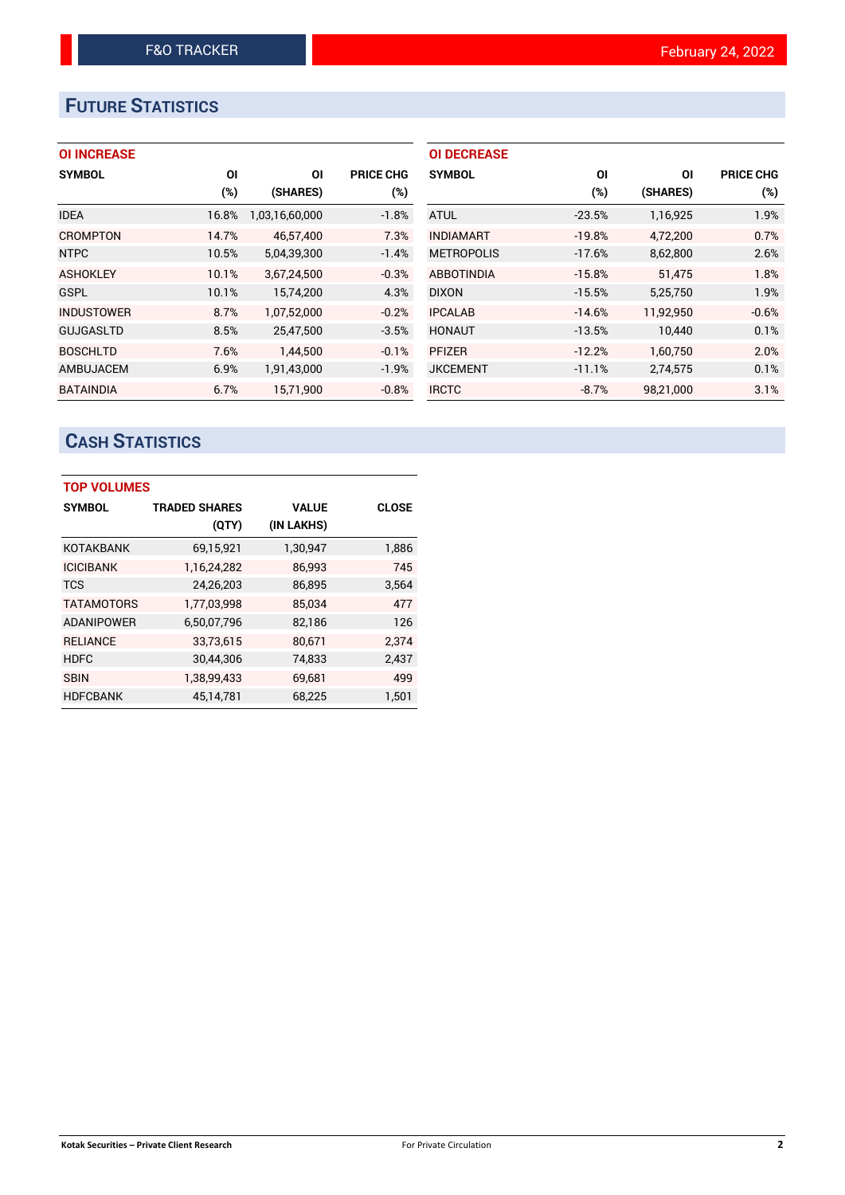## FUTURE STATISTICS

### OI INCREASE

| SYMBOL | OI (%) | OI (SHARES) | PRICE CHG (%) |
|---|---|---|---|
| IDEA | 16.8% | 1,03,16,60,000 | -1.8% |
| CROMPTON | 14.7% | 46,57,400 | 7.3% |
| NTPC | 10.5% | 5,04,39,300 | -1.4% |
| ASHOKLEY | 10.1% | 3,67,24,500 | -0.3% |
| GSPL | 10.1% | 15,74,200 | 4.3% |
| INDUSTOWER | 8.7% | 1,07,52,000 | -0.2% |
| GUJGASLTD | 8.5% | 25,47,500 | -3.5% |
| BOSCHLTD | 7.6% | 1,44,500 | -0.1% |
| AMBUJACEM | 6.9% | 1,91,43,000 | -1.9% |
| BATAINDIA | 6.7% | 15,71,900 | -0.8% |

### OI DECREASE

| SYMBOL | OI (%) | OI (SHARES) | PRICE CHG (%) |
|---|---|---|---|
| ATUL | -23.5% | 1,16,925 | 1.9% |
| INDIAMART | -19.8% | 4,72,200 | 0.7% |
| METROPOLIS | -17.6% | 8,62,800 | 2.6% |
| ABBOTINDIA | -15.8% | 51,475 | 1.8% |
| DIXON | -15.5% | 5,25,750 | 1.9% |
| IPCALAB | -14.6% | 11,92,950 | -0.6% |
| HONAUT | -13.5% | 10,440 | 0.1% |
| PFIZER | -12.2% | 1,60,750 | 2.0% |
| JKCEMENT | -11.1% | 2,74,575 | 0.1% |
| IRCTC | -8.7% | 98,21,000 | 3.1% |

## CASH STATISTICS

### TOP VOLUMES

| SYMBOL | TRADED SHARES (QTY) | VALUE (IN LAKHS) | CLOSE |
|---|---|---|---|
| KOTAKBANK | 69,15,921 | 1,30,947 | 1,886 |
| ICICIBANK | 1,16,24,282 | 86,993 | 745 |
| TCS | 24,26,203 | 86,895 | 3,564 |
| TATAMOTORS | 1,77,03,998 | 85,034 | 477 |
| ADANIPOWER | 6,50,07,796 | 82,186 | 126 |
| RELIANCE | 33,73,615 | 80,671 | 2,374 |
| HDFC | 30,44,306 | 74,833 | 2,437 |
| SBIN | 1,38,99,433 | 69,681 | 499 |
| HDFCBANK | 45,14,781 | 68,225 | 1,501 |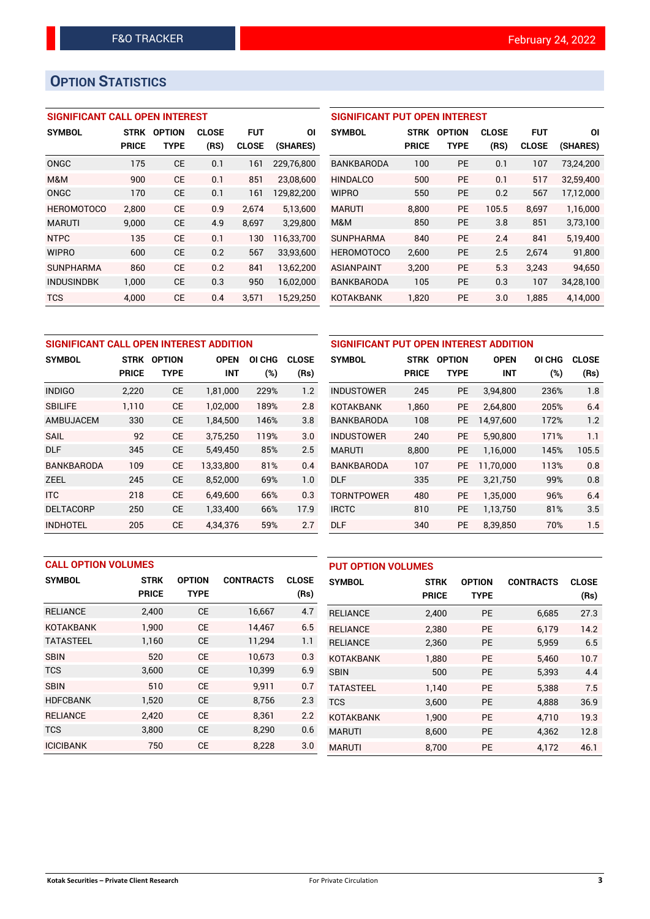# Option Statistics

## SIGNIFICANT CALL OPEN INTEREST

| SYMBOL | STRK PRICE | OPTION TYPE | CLOSE (RS) | FUT CLOSE | OI (SHARES) |
|---|---|---|---|---|---|
| ONGC | 175 | CE | 0.1 | 161 | 229,76,800 |
| M&M | 900 | CE | 0.1 | 851 | 23,08,600 |
| ONGC | 170 | CE | 0.1 | 161 | 129,82,200 |
| HEROMOTOCO | 2,800 | CE | 0.9 | 2,674 | 5,13,600 |
| MARUTI | 9,000 | CE | 4.9 | 8,697 | 3,29,800 |
| NTPC | 135 | CE | 0.1 | 130 | 116,33,700 |
| WIPRO | 600 | CE | 0.2 | 567 | 33,93,600 |
| SUNPHARMA | 860 | CE | 0.2 | 841 | 13,62,200 |
| INDUSINDBK | 1,000 | CE | 0.3 | 950 | 16,02,000 |
| TCS | 4,000 | CE | 0.4 | 3,571 | 15,29,250 |

## SIGNIFICANT PUT OPEN INTEREST

| SYMBOL | STRK PRICE | OPTION TYPE | CLOSE (RS) | FUT CLOSE | OI (SHARES) |
|---|---|---|---|---|---|
| BANKBARODA | 100 | PE | 0.1 | 107 | 73,24,200 |
| HINDALCO | 500 | PE | 0.1 | 517 | 32,59,400 |
| WIPRO | 550 | PE | 0.2 | 567 | 17,12,000 |
| MARUTI | 8,800 | PE | 105.5 | 8,697 | 1,16,000 |
| M&M | 850 | PE | 3.8 | 851 | 3,73,100 |
| SUNPHARMA | 840 | PE | 2.4 | 841 | 5,19,400 |
| HEROMOTOCO | 2,600 | PE | 2.5 | 2,674 | 91,800 |
| ASIANPAINT | 3,200 | PE | 5.3 | 3,243 | 94,650 |
| BANKBARODA | 105 | PE | 0.3 | 107 | 34,28,100 |
| KOTAKBANK | 1,820 | PE | 3.0 | 1,885 | 4,14,000 |

## SIGNIFICANT CALL OPEN INTEREST ADDITION

| SYMBOL | STRK PRICE | OPTION TYPE | OPEN INT | OI CHG (%) | CLOSE (Rs) |
|---|---|---|---|---|---|
| INDIGO | 2,220 | CE | 1,81,000 | 229% | 1.2 |
| SBILIFE | 1,110 | CE | 1,02,000 | 189% | 2.8 |
| AMBUJACEM | 330 | CE | 1,84,500 | 146% | 3.8 |
| SAIL | 92 | CE | 3,75,250 | 119% | 3.0 |
| DLF | 345 | CE | 5,49,450 | 85% | 2.5 |
| BANKBARODA | 109 | CE | 13,33,800 | 81% | 0.4 |
| ZEEL | 245 | CE | 8,52,000 | 69% | 1.0 |
| ITC | 218 | CE | 6,49,600 | 66% | 0.3 |
| DELTACORP | 250 | CE | 1,33,400 | 66% | 17.9 |
| INDHOTEL | 205 | CE | 4,34,376 | 59% | 2.7 |

## SIGNIFICANT PUT OPEN INTEREST ADDITION

| SYMBOL | STRK PRICE | OPTION TYPE | OPEN INT | OI CHG (%) | CLOSE (Rs) |
|---|---|---|---|---|---|
| INDUSTOWER | 245 | PE | 3,94,800 | 236% | 1.8 |
| KOTAKBANK | 1,860 | PE | 2,64,800 | 205% | 6.4 |
| BANKBARODA | 108 | PE | 14,97,600 | 172% | 1.2 |
| INDUSTOWER | 240 | PE | 5,90,800 | 171% | 1.1 |
| MARUTI | 8,800 | PE | 1,16,000 | 145% | 105.5 |
| BANKBARODA | 107 | PE | 11,70,000 | 113% | 0.8 |
| DLF | 335 | PE | 3,21,750 | 99% | 0.8 |
| TORNTPOWER | 480 | PE | 1,35,000 | 96% | 6.4 |
| IRCTC | 810 | PE | 1,13,750 | 81% | 3.5 |
| DLF | 340 | PE | 8,39,850 | 70% | 1.5 |

## CALL OPTION VOLUMES

| SYMBOL | STRK PRICE | OPTION TYPE | CONTRACTS | CLOSE (Rs) |
|---|---|---|---|---|
| RELIANCE | 2,400 | CE | 16,667 | 4.7 |
| KOTAKBANK | 1,900 | CE | 14,467 | 6.5 |
| TATASTEEL | 1,160 | CE | 11,294 | 1.1 |
| SBIN | 520 | CE | 10,673 | 0.3 |
| TCS | 3,600 | CE | 10,399 | 6.9 |
| SBIN | 510 | CE | 9,911 | 0.7 |
| HDFCBANK | 1,520 | CE | 8,756 | 2.3 |
| RELIANCE | 2,420 | CE | 8,361 | 2.2 |
| TCS | 3,800 | CE | 8,290 | 0.6 |
| ICICIBANK | 750 | CE | 8,228 | 3.0 |

## PUT OPTION VOLUMES

| SYMBOL | STRK PRICE | OPTION TYPE | CONTRACTS | CLOSE (Rs) |
|---|---|---|---|---|
| RELIANCE | 2,400 | PE | 6,685 | 27.3 |
| RELIANCE | 2,380 | PE | 6,179 | 14.2 |
| RELIANCE | 2,360 | PE | 5,959 | 6.5 |
| KOTAKBANK | 1,880 | PE | 5,460 | 10.7 |
| SBIN | 500 | PE | 5,393 | 4.4 |
| TATASTEEL | 1,140 | PE | 5,388 | 7.5 |
| TCS | 3,600 | PE | 4,888 | 36.9 |
| KOTAKBANK | 1,900 | PE | 4,710 | 19.3 |
| MARUTI | 8,600 | PE | 4,362 | 12.8 |
| MARUTI | 8,700 | PE | 4,172 | 46.1 |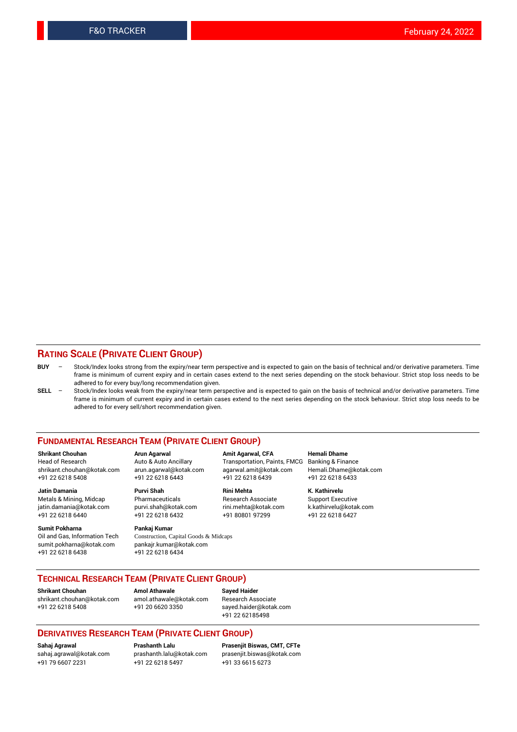## RATING SCALE (PRIVATE CLIENT GROUP)

**BUY** – Stock/Index looks strong from the expiry/near term perspective and is expected to gain on the basis of technical and/or derivative parameters. Time frame is minimum of current expiry and in certain cases extend to the next series depending on the stock behaviour. Strict stop loss needs to be adhered to for every buy/long recommendation given.

**SELL** – Stock/Index looks weak from the expiry/near term perspective and is expected to gain on the basis of technical and/or derivative parameters. Time frame is minimum of current expiry and in certain cases extend to the next series depending on the stock behaviour. Strict stop loss needs to be adhered to for every sell/short recommendation given.

## FUNDAMENTAL RESEARCH TEAM (PRIVATE CLIENT GROUP)

**Shrikant Chouhan**
Head of Research
shrikant.chouhan@kotak.com
+91 22 6218 5408

**Arun Agarwal**
Auto & Auto Ancillary
arun.agarwal@kotak.com
+91 22 6218 6443

**Amit Agarwal, CFA**
Transportation, Paints, FMCG
agarwal.amit@kotak.com
+91 22 6218 6439

**Hemali Dhame**
Banking & Finance
Hemali.Dhame@kotak.com
+91 22 6218 6433

**Jatin Damania**
Metals & Mining, Midcap
jatin.damania@kotak.com
+91 22 6218 6440

**Purvi Shah**
Pharmaceuticals
purvi.shah@kotak.com
+91 22 6218 6432

**Rini Mehta**
Research Associate
rini.mehta@kotak.com
+91 80801 97299

**K. Kathirvelu**
Support Executive
k.kathirvelu@kotak.com
+91 22 6218 6427

**Sumit Pokharna**
Oil and Gas, Information Tech
sumit.pokharna@kotak.com
+91 22 6218 6438

**Pankaj Kumar**
Construction, Capital Goods & Midcaps
pankajr.kumar@kotak.com
+91 22 6218 6434

## TECHNICAL RESEARCH TEAM (PRIVATE CLIENT GROUP)

**Shrikant Chouhan**
shrikant.chouhan@kotak.com
+91 22 6218 5408

**Amol Athawale**
amol.athawale@kotak.com
+91 20 6620 3350

**Sayed Haider**
Research Associate
sayed.haider@kotak.com
+91 22 62185498

## DERIVATIVES RESEARCH TEAM (PRIVATE CLIENT GROUP)

**Sahaj Agrawal**
sahaj.agrawal@kotak.com
+91 79 6607 2231

**Prashanth Lalu**
prashanth.lalu@kotak.com
+91 22 6218 5497

**Prasenjit Biswas, CMT, CFTe**
prasenjit.biswas@kotak.com
+91 33 6615 6273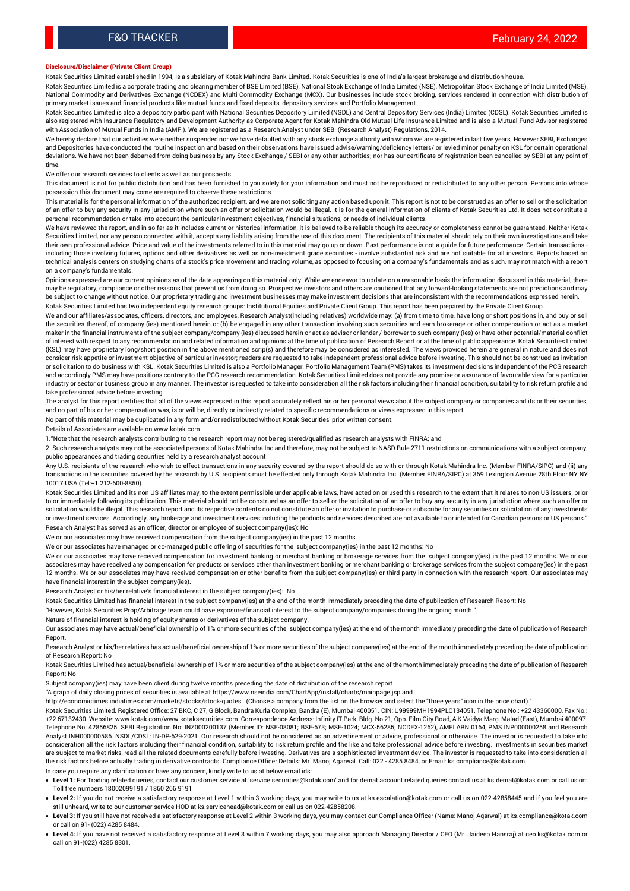**Disclosure/Disclaimer (Private Client Group)**

Kotak Securities Limited established in 1994, is a subsidiary of Kotak Mahindra Bank Limited. Kotak Securities is one of India's largest brokerage and distribution house.

Kotak Securities Limited is a corporate trading and clearing member of BSE Limited (BSE), National Stock Exchange of India Limited (NSE), Metropolitan Stock Exchange of India Limited (MSE), National Commodity and Derivatives Exchange (NCDEX) and Multi Commodity Exchange (MCX). Our businesses include stock broking, services rendered in connection with distribution of primary market issues and financial products like mutual funds and fixed deposits, depository services and Portfolio Management.

Kotak Securities Limited is also a depository participant with National Securities Depository Limited (NSDL) and Central Depository Services (India) Limited (CDSL). Kotak Securities Limited is also registered with Insurance Regulatory and Development Authority as Corporate Agent for Kotak Mahindra Old Mutual Life Insurance Limited and is also a Mutual Fund Advisor registered with Association of Mutual Funds in India (AMFI). We are registered as a Research Analyst under SEBI (Research Analyst) Regulations, 2014.

We hereby declare that our activities were neither suspended nor we have defaulted with any stock exchange authority with whom we are registered in last five years. However SEBI, Exchanges and Depositories have conducted the routine inspection and based on their observations have issued advise/warning/deficiency letters/ or levied minor penalty on KSL for certain operational deviations. We have not been debarred from doing business by any Stock Exchange / SEBI or any other authorities; nor has our certificate of registration been cancelled by SEBI at any point of time.

We offer our research services to clients as well as our prospects.

This document is not for public distribution and has been furnished to you solely for your information and must not be reproduced or redistributed to any other person. Persons into whose possession this document may come are required to observe these restrictions.

This material is for the personal information of the authorized recipient, and we are not soliciting any action based upon it. This report is not to be construed as an offer to sell or the solicitation of an offer to buy any security in any jurisdiction where such an offer or solicitation would be illegal. It is for the general information of clients of Kotak Securities Ltd. It does not constitute a personal recommendation or take into account the particular investment objectives, financial situations, or needs of individual clients.

We have reviewed the report, and in so far as it includes current or historical information, it is believed to be reliable though its accuracy or completeness cannot be guaranteed. Neither Kotak Securities Limited, nor any person connected with it, accepts any liability arising from the use of this document. The recipients of this material should rely on their own investigations and take their own professional advice. Price and value of the investments referred to in this material may go up or down. Past performance is not a guide for future performance. Certain transactions - including those involving futures, options and other derivatives as well as non-investment grade securities - involve substantial risk and are not suitable for all investors. Reports based on technical analysis centers on studying charts of a stock's price movement and trading volume, as opposed to focusing on a company's fundamentals and as such, may not match with a report on a company's fundamentals.

Opinions expressed are our current opinions as of the date appearing on this material only. While we endeavor to update on a reasonable basis the information discussed in this material, there may be regulatory, compliance or other reasons that prevent us from doing so. Prospective investors and others are cautioned that any forward-looking statements are not predictions and may be subject to change without notice. Our proprietary trading and investment businesses may make investment decisions that are inconsistent with the recommendations expressed herein.

Kotak Securities Limited has two independent equity research groups: Institutional Equities and Private Client Group. This report has been prepared by the Private Client Group.

We and our affiliates/associates, officers, directors, and employees, Research Analyst(including relatives) worldwide may: (a) from time to time, have long or short positions in, and buy or sell the securities thereof, of company (ies) mentioned herein or (b) be engaged in any other transaction involving such securities and earn brokerage or other compensation or act as a market maker in the financial instruments of the subject company/company (ies) discussed herein or act as advisor or lender / borrower to such company (ies) or have other potential/material conflict of interest with respect to any recommendation and related information and opinions at the time of publication of Research Report or at the time of public appearance. Kotak Securities Limited (KSL) may have proprietary long/short position in the above mentioned scrip(s) and therefore may be considered as interested. The views provided herein are general in nature and does not consider risk appetite or investment objective of particular investor; readers are requested to take independent professional advice before investing. This should not be construed as invitation or solicitation to do business with KSL. Kotak Securities Limited is also a Portfolio Manager. Portfolio Management Team (PMS) takes its investment decisions independent of the PCG research and accordingly PMS may have positions contrary to the PCG research recommendation. Kotak Securities Limited does not provide any promise or assurance of favourable view for a particular industry or sector or business group in any manner. The investor is requested to take into consideration all the risk factors including their financial condition, suitability to risk return profile and take professional advice before investing.

The analyst for this report certifies that all of the views expressed in this report accurately reflect his or her personal views about the subject company or companies and its or their securities, and no part of his or her compensation was, is or will be, directly or indirectly related to specific recommendations or views expressed in this report.

No part of this material may be duplicated in any form and/or redistributed without Kotak Securities' prior written consent.

Details of Associates are available on www.kotak.com

1."Note that the research analysts contributing to the research report may not be registered/qualified as research analysts with FINRA; and

2. Such research analysts may not be associated persons of Kotak Mahindra Inc and therefore, may not be subject to NASD Rule 2711 restrictions on communications with a subject company, public appearances and trading securities held by a research analyst account

Any U.S. recipients of the research who wish to effect transactions in any security covered by the report should do so with or through Kotak Mahindra Inc. (Member FINRA/SIPC) and (ii) any transactions in the securities covered by the research by U.S. recipients must be effected only through Kotak Mahindra Inc. (Member FINRA/SIPC) at 369 Lexington Avenue 28th Floor NY NY 10017 USA (Tel:+1 212-600-8850).

Kotak Securities Limited and its non US affiliates may, to the extent permissible under applicable laws, have acted on or used this research to the extent that it relates to non US issuers, prior to or immediately following its publication. This material should not be construed as an offer to sell or the solicitation of an offer to buy any security in any jurisdiction where such an offer or solicitation would be illegal. This research report and its respective contents do not constitute an offer or invitation to purchase or subscribe for any securities or solicitation of any investments or investment services. Accordingly, any brokerage and investment services including the products and services described are not available to or intended for Canadian persons or US persons."

Research Analyst has served as an officer, director or employee of subject company(ies): No

We or our associates may have received compensation from the subject company(ies) in the past 12 months.

We or our associates have managed or co-managed public offering of securities for the subject company(ies) in the past 12 months: No

We or our associates may have received compensation for investment banking or merchant banking or brokerage services from the subject company(ies) in the past 12 months. We or our associates may have received any compensation for products or services other than investment banking or merchant banking or brokerage services from the subject company(ies) in the past 12 months. We or our associates may have received compensation or other benefits from the subject company(ies) or third party in connection with the research report. Our associates may have financial interest in the subject company(ies).

Research Analyst or his/her relative's financial interest in the subject company(ies): No

Kotak Securities Limited has financial interest in the subject company(ies) at the end of the month immediately preceding the date of publication of Research Report: No

"However, Kotak Securities Prop/Arbitrage team could have exposure/financial interest to the subject company/companies during the ongoing month."

Nature of financial interest is holding of equity shares or derivatives of the subject company.

Our associates may have actual/beneficial ownership of 1% or more securities of the subject company(ies) at the end of the month immediately preceding the date of publication of Research Report.

Research Analyst or his/her relatives has actual/beneficial ownership of 1% or more securities of the subject company(ies) at the end of the month immediately preceding the date of publication of Research Report: No

Kotak Securities Limited has actual/beneficial ownership of 1% or more securities of the subject company(ies) at the end of the month immediately preceding the date of publication of Research Report: No

Subject company(ies) may have been client during twelve months preceding the date of distribution of the research report.

"A graph of daily closing prices of securities is available at https://www.nseindia.com/ChartApp/install/charts/mainpage.jsp and

http://economictimes.indiatimes.com/markets/stocks/stock-quotes. (Choose a company from the list on the browser and select the "three years" icon in the price chart)."

Kotak Securities Limited. Registered Office: 27 BKC, C 27, G Block, Bandra Kurla Complex, Bandra (E), Mumbai 400051. CIN: U99999MH1994PLC134051, Telephone No.: +22 43360000, Fax No.: +22 67132430. Website: www.kotak.com/www.kotaksecurities.com. Correspondence Address: Infinity IT Park, Bldg. No 21, Opp. Film City Road, A K Vaidya Marg, Malad (East), Mumbai 400097. Telephone No: 42856825. SEBI Registration No: INZ000200137 (Member ID: NSE-08081; BSE-673; MSE-1024; MCX-56285; NCDEX-1262), AMFI ARN 0164, PMS INP000000258 and Research Analyst INH000000586. NSDL/CDSL: IN-DP-629-2021. Our research should not be considered as an advertisement or advice, professional or otherwise. The investor is requested to take into consideration all the risk factors including their financial condition, suitability to risk return profile and the like and take professional advice before investing. Investments in securities market are subject to market risks, read all the related documents carefully before investing. Derivatives are a sophisticated investment device. The investor is requested to take into consideration all the risk factors before actually trading in derivative contracts. Compliance Officer Details: Mr. Manoj Agarwal. Call: 022 - 4285 8484, or Email: ks.compliance@kotak.com.

In case you require any clarification or have any concern, kindly write to us at below email ids:

- **Level 1:** For Trading related queries, contact our customer service at 'service.securities@kotak.com' and for demat account related queries contact us at ks.demat@kotak.com or call us on: Toll free numbers 18002099191 / 1860 266 9191
- **Level 2:** If you do not receive a satisfactory response at Level 1 within 3 working days, you may write to us at ks.escalation@kotak.com or call us on 022-42858445 and if you feel you are still unheard, write to our customer service HOD at ks.servicehead@kotak.com or call us on 022-42858208.
- **Level 3:** If you still have not received a satisfactory response at Level 2 within 3 working days, you may contact our Compliance Officer (Name: Manoj Agarwal) at ks.compliance@kotak.com or call on 91- (022) 4285 8484.
- **Level 4:** If you have not received a satisfactory response at Level 3 within 7 working days, you may also approach Managing Director / CEO (Mr. Jaideep Hansraj) at ceo.ks@kotak.com or call on 91-(022) 4285 8301.